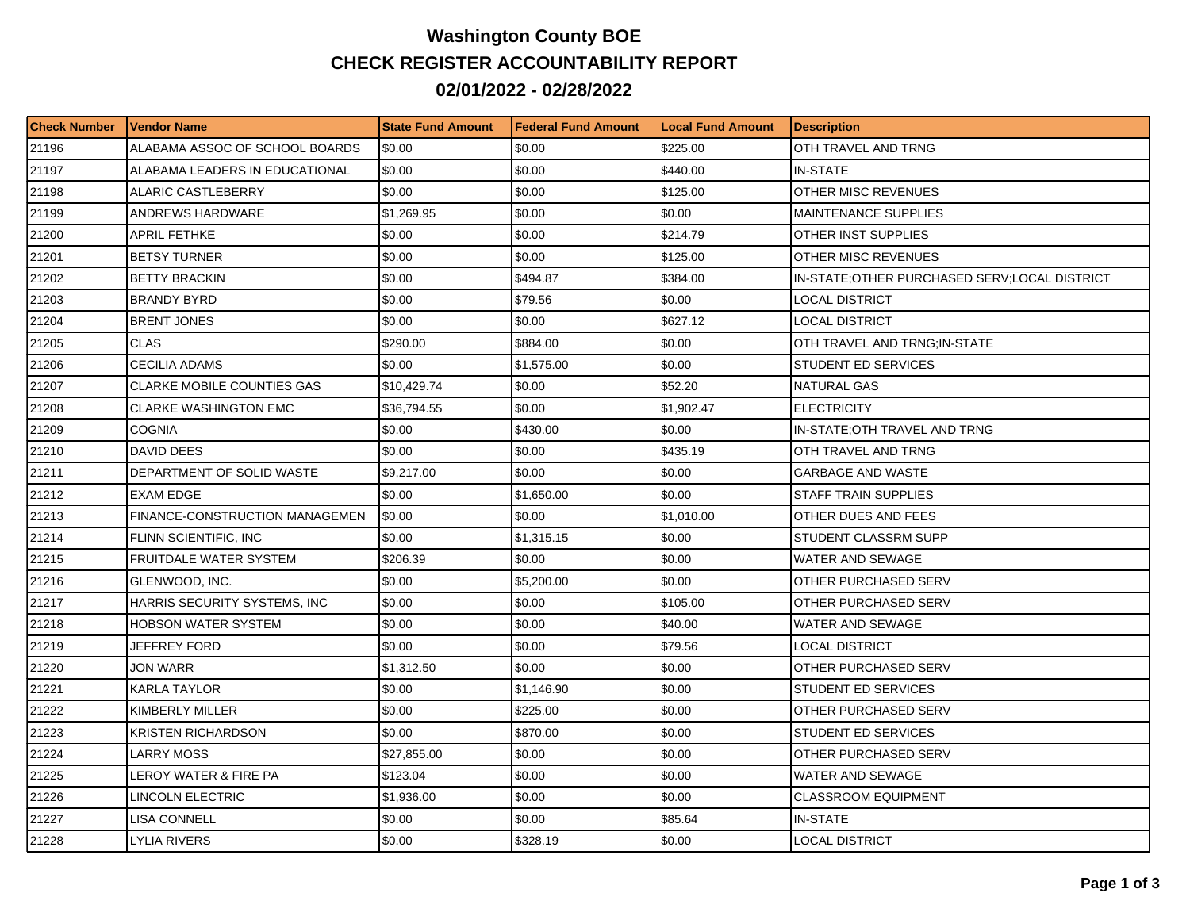# Washington County BOE

## CHECK REGISTER ACCOUNTABILITY REPORT

## 02/01/2022 - 02/28/2022

| Check Number | Vendor Name | State Fund Amount | Federal Fund Amount | Local Fund Amount | Description |
|---|---|---|---|---|---|
| 21196 | ALABAMA ASSOC OF SCHOOL BOARDS | $0.00 | $0.00 | $225.00 | OTH TRAVEL AND TRNG |
| 21197 | ALABAMA LEADERS IN EDUCATIONAL | $0.00 | $0.00 | $440.00 | IN-STATE |
| 21198 | ALARIC CASTLEBERRY | $0.00 | $0.00 | $125.00 | OTHER MISC REVENUES |
| 21199 | ANDREWS HARDWARE | $1,269.95 | $0.00 | $0.00 | MAINTENANCE SUPPLIES |
| 21200 | APRIL FETHKE | $0.00 | $0.00 | $214.79 | OTHER INST SUPPLIES |
| 21201 | BETSY TURNER | $0.00 | $0.00 | $125.00 | OTHER MISC REVENUES |
| 21202 | BETTY BRACKIN | $0.00 | $494.87 | $384.00 | IN-STATE;OTHER PURCHASED SERV;LOCAL DISTRICT |
| 21203 | BRANDY BYRD | $0.00 | $79.56 | $0.00 | LOCAL DISTRICT |
| 21204 | BRENT JONES | $0.00 | $0.00 | $627.12 | LOCAL DISTRICT |
| 21205 | CLAS | $290.00 | $884.00 | $0.00 | OTH TRAVEL AND TRNG;IN-STATE |
| 21206 | CECILIA ADAMS | $0.00 | $1,575.00 | $0.00 | STUDENT ED SERVICES |
| 21207 | CLARKE MOBILE COUNTIES GAS | $10,429.74 | $0.00 | $52.20 | NATURAL GAS |
| 21208 | CLARKE WASHINGTON EMC | $36,794.55 | $0.00 | $1,902.47 | ELECTRICITY |
| 21209 | COGNIA | $0.00 | $430.00 | $0.00 | IN-STATE;OTH TRAVEL AND TRNG |
| 21210 | DAVID DEES | $0.00 | $0.00 | $435.19 | OTH TRAVEL AND TRNG |
| 21211 | DEPARTMENT OF SOLID WASTE | $9,217.00 | $0.00 | $0.00 | GARBAGE AND WASTE |
| 21212 | EXAM EDGE | $0.00 | $1,650.00 | $0.00 | STAFF TRAIN SUPPLIES |
| 21213 | FINANCE-CONSTRUCTION MANAGEMEN | $0.00 | $0.00 | $1,010.00 | OTHER DUES AND FEES |
| 21214 | FLINN SCIENTIFIC, INC | $0.00 | $1,315.15 | $0.00 | STUDENT CLASSRM SUPP |
| 21215 | FRUITDALE WATER SYSTEM | $206.39 | $0.00 | $0.00 | WATER AND SEWAGE |
| 21216 | GLENWOOD, INC. | $0.00 | $5,200.00 | $0.00 | OTHER PURCHASED SERV |
| 21217 | HARRIS SECURITY SYSTEMS, INC | $0.00 | $0.00 | $105.00 | OTHER PURCHASED SERV |
| 21218 | HOBSON WATER SYSTEM | $0.00 | $0.00 | $40.00 | WATER AND SEWAGE |
| 21219 | JEFFREY FORD | $0.00 | $0.00 | $79.56 | LOCAL DISTRICT |
| 21220 | JON WARR | $1,312.50 | $0.00 | $0.00 | OTHER PURCHASED SERV |
| 21221 | KARLA TAYLOR | $0.00 | $1,146.90 | $0.00 | STUDENT ED SERVICES |
| 21222 | KIMBERLY MILLER | $0.00 | $225.00 | $0.00 | OTHER PURCHASED SERV |
| 21223 | KRISTEN RICHARDSON | $0.00 | $870.00 | $0.00 | STUDENT ED SERVICES |
| 21224 | LARRY MOSS | $27,855.00 | $0.00 | $0.00 | OTHER PURCHASED SERV |
| 21225 | LEROY WATER & FIRE PA | $123.04 | $0.00 | $0.00 | WATER AND SEWAGE |
| 21226 | LINCOLN ELECTRIC | $1,936.00 | $0.00 | $0.00 | CLASSROOM EQUIPMENT |
| 21227 | LISA CONNELL | $0.00 | $0.00 | $85.64 | IN-STATE |
| 21228 | LYLIA RIVERS | $0.00 | $328.19 | $0.00 | LOCAL DISTRICT |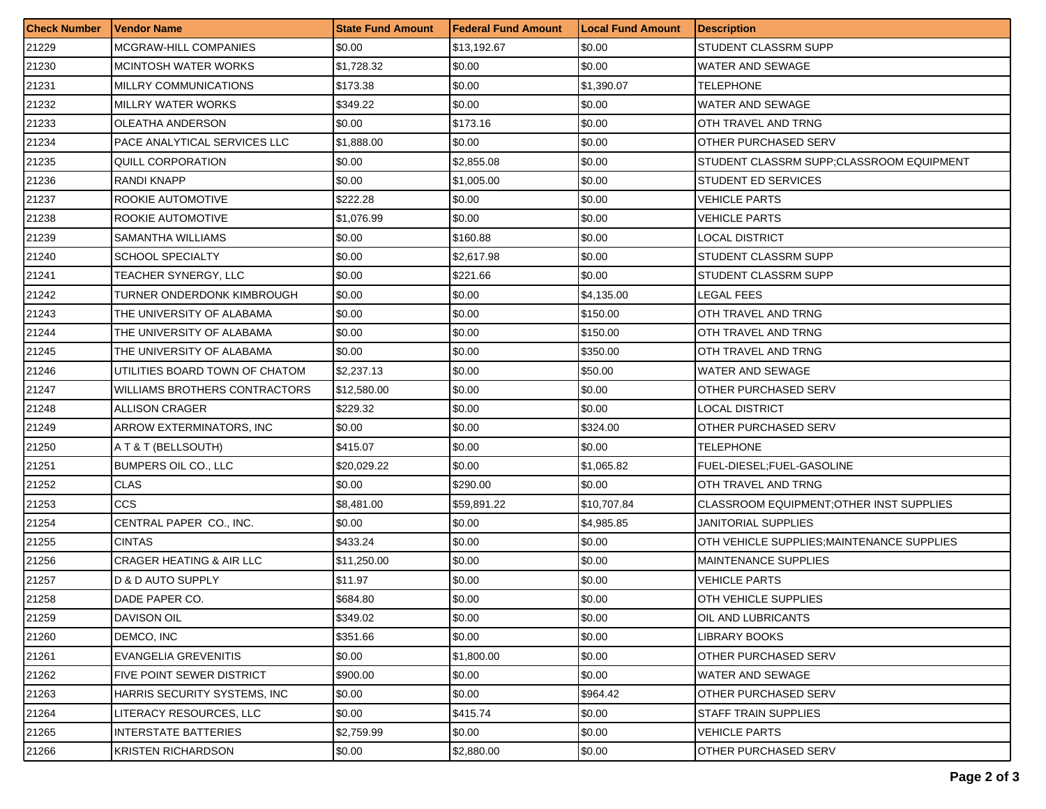| Check Number | Vendor Name | State Fund Amount | Federal Fund Amount | Local Fund Amount | Description |
| --- | --- | --- | --- | --- | --- |
| 21229 | MCGRAW-HILL COMPANIES | $0.00 | $13,192.67 | $0.00 | STUDENT CLASSRM SUPP |
| 21230 | MCINTOSH WATER WORKS | $1,728.32 | $0.00 | $0.00 | WATER AND SEWAGE |
| 21231 | MILLRY COMMUNICATIONS | $173.38 | $0.00 | $1,390.07 | TELEPHONE |
| 21232 | MILLRY WATER WORKS | $349.22 | $0.00 | $0.00 | WATER AND SEWAGE |
| 21233 | OLEATHA ANDERSON | $0.00 | $173.16 | $0.00 | OTH TRAVEL AND TRNG |
| 21234 | PACE ANALYTICAL SERVICES LLC | $1,888.00 | $0.00 | $0.00 | OTHER PURCHASED SERV |
| 21235 | QUILL CORPORATION | $0.00 | $2,855.08 | $0.00 | STUDENT CLASSRM SUPP;CLASSROOM EQUIPMENT |
| 21236 | RANDI KNAPP | $0.00 | $1,005.00 | $0.00 | STUDENT ED SERVICES |
| 21237 | ROOKIE AUTOMOTIVE | $222.28 | $0.00 | $0.00 | VEHICLE PARTS |
| 21238 | ROOKIE AUTOMOTIVE | $1,076.99 | $0.00 | $0.00 | VEHICLE PARTS |
| 21239 | SAMANTHA WILLIAMS | $0.00 | $160.88 | $0.00 | LOCAL DISTRICT |
| 21240 | SCHOOL SPECIALTY | $0.00 | $2,617.98 | $0.00 | STUDENT CLASSRM SUPP |
| 21241 | TEACHER SYNERGY, LLC | $0.00 | $221.66 | $0.00 | STUDENT CLASSRM SUPP |
| 21242 | TURNER ONDERDONK KIMBROUGH | $0.00 | $0.00 | $4,135.00 | LEGAL FEES |
| 21243 | THE UNIVERSITY OF ALABAMA | $0.00 | $0.00 | $150.00 | OTH TRAVEL AND TRNG |
| 21244 | THE UNIVERSITY OF ALABAMA | $0.00 | $0.00 | $150.00 | OTH TRAVEL AND TRNG |
| 21245 | THE UNIVERSITY OF ALABAMA | $0.00 | $0.00 | $350.00 | OTH TRAVEL AND TRNG |
| 21246 | UTILITIES BOARD TOWN OF CHATOM | $2,237.13 | $0.00 | $50.00 | WATER AND SEWAGE |
| 21247 | WILLIAMS BROTHERS CONTRACTORS | $12,580.00 | $0.00 | $0.00 | OTHER PURCHASED SERV |
| 21248 | ALLISON CRAGER | $229.32 | $0.00 | $0.00 | LOCAL DISTRICT |
| 21249 | ARROW EXTERMINATORS, INC | $0.00 | $0.00 | $324.00 | OTHER PURCHASED SERV |
| 21250 | A T & T (BELLSOUTH) | $415.07 | $0.00 | $0.00 | TELEPHONE |
| 21251 | BUMPERS OIL CO., LLC | $20,029.22 | $0.00 | $1,065.82 | FUEL-DIESEL;FUEL-GASOLINE |
| 21252 | CLAS | $0.00 | $290.00 | $0.00 | OTH TRAVEL AND TRNG |
| 21253 | CCS | $8,481.00 | $59,891.22 | $10,707.84 | CLASSROOM EQUIPMENT;OTHER INST SUPPLIES |
| 21254 | CENTRAL PAPER CO., INC. | $0.00 | $0.00 | $4,985.85 | JANITORIAL SUPPLIES |
| 21255 | CINTAS | $433.24 | $0.00 | $0.00 | OTH VEHICLE SUPPLIES;MAINTENANCE SUPPLIES |
| 21256 | CRAGER HEATING & AIR LLC | $11,250.00 | $0.00 | $0.00 | MAINTENANCE SUPPLIES |
| 21257 | D & D AUTO SUPPLY | $11.97 | $0.00 | $0.00 | VEHICLE PARTS |
| 21258 | DADE PAPER CO. | $684.80 | $0.00 | $0.00 | OTH VEHICLE SUPPLIES |
| 21259 | DAVISON OIL | $349.02 | $0.00 | $0.00 | OIL AND LUBRICANTS |
| 21260 | DEMCO, INC | $351.66 | $0.00 | $0.00 | LIBRARY BOOKS |
| 21261 | EVANGELIA GREVENITIS | $0.00 | $1,800.00 | $0.00 | OTHER PURCHASED SERV |
| 21262 | FIVE POINT SEWER DISTRICT | $900.00 | $0.00 | $0.00 | WATER AND SEWAGE |
| 21263 | HARRIS SECURITY SYSTEMS, INC | $0.00 | $0.00 | $964.42 | OTHER PURCHASED SERV |
| 21264 | LITERACY RESOURCES, LLC | $0.00 | $415.74 | $0.00 | STAFF TRAIN SUPPLIES |
| 21265 | INTERSTATE BATTERIES | $2,759.99 | $0.00 | $0.00 | VEHICLE PARTS |
| 21266 | KRISTEN RICHARDSON | $0.00 | $2,880.00 | $0.00 | OTHER PURCHASED SERV |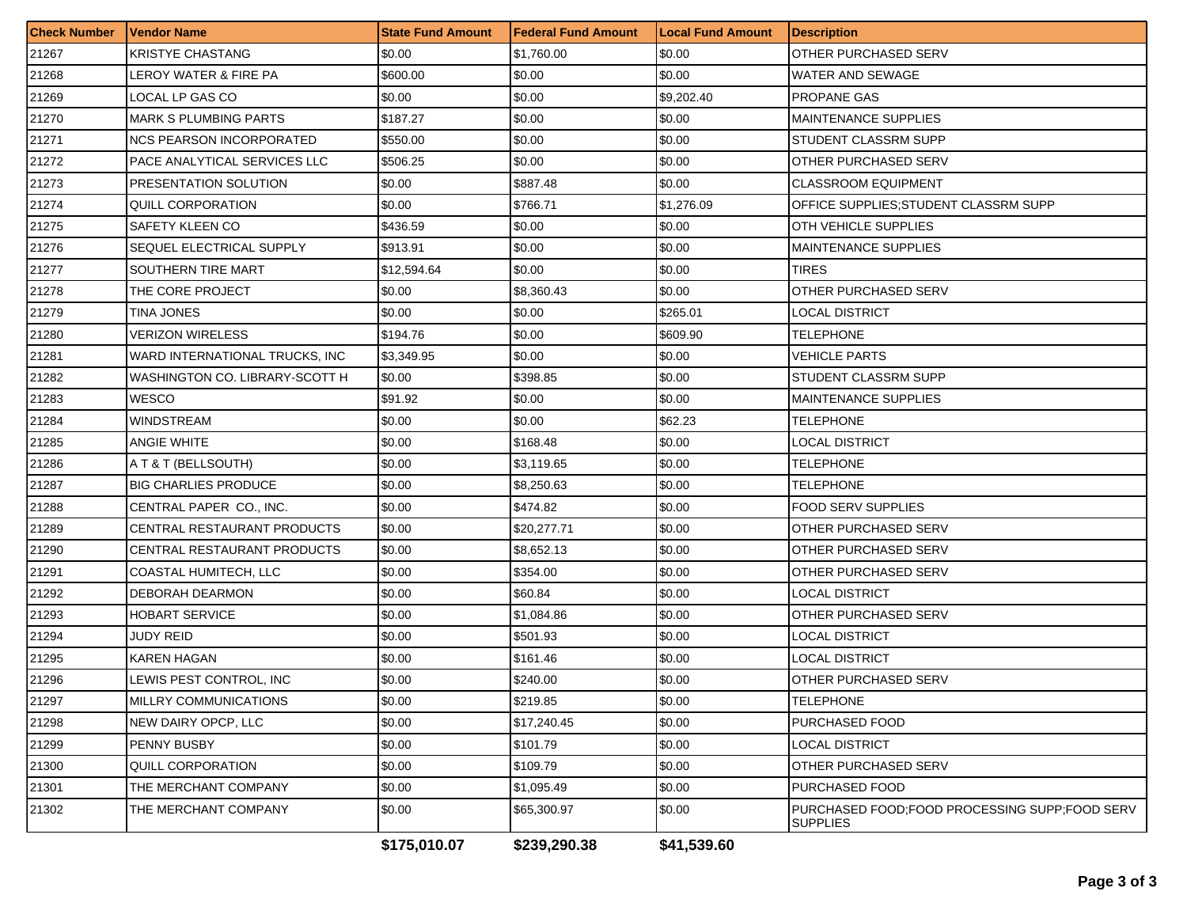| Check Number | Vendor Name | State Fund Amount | Federal Fund Amount | Local Fund Amount | Description |
|---|---|---|---|---|---|
| 21267 | KRISTYE CHASTANG | $0.00 | $1,760.00 | $0.00 | OTHER PURCHASED SERV |
| 21268 | LEROY WATER & FIRE PA | $600.00 | $0.00 | $0.00 | WATER AND SEWAGE |
| 21269 | LOCAL LP GAS CO | $0.00 | $0.00 | $9,202.40 | PROPANE GAS |
| 21270 | MARK S PLUMBING PARTS | $187.27 | $0.00 | $0.00 | MAINTENANCE SUPPLIES |
| 21271 | NCS PEARSON INCORPORATED | $550.00 | $0.00 | $0.00 | STUDENT CLASSRM SUPP |
| 21272 | PACE ANALYTICAL SERVICES LLC | $506.25 | $0.00 | $0.00 | OTHER PURCHASED SERV |
| 21273 | PRESENTATION SOLUTION | $0.00 | $887.48 | $0.00 | CLASSROOM EQUIPMENT |
| 21274 | QUILL CORPORATION | $0.00 | $766.71 | $1,276.09 | OFFICE SUPPLIES;STUDENT CLASSRM SUPP |
| 21275 | SAFETY KLEEN CO | $436.59 | $0.00 | $0.00 | OTH VEHICLE SUPPLIES |
| 21276 | SEQUEL ELECTRICAL SUPPLY | $913.91 | $0.00 | $0.00 | MAINTENANCE SUPPLIES |
| 21277 | SOUTHERN TIRE MART | $12,594.64 | $0.00 | $0.00 | TIRES |
| 21278 | THE CORE PROJECT | $0.00 | $8,360.43 | $0.00 | OTHER PURCHASED SERV |
| 21279 | TINA JONES | $0.00 | $0.00 | $265.01 | LOCAL DISTRICT |
| 21280 | VERIZON WIRELESS | $194.76 | $0.00 | $609.90 | TELEPHONE |
| 21281 | WARD INTERNATIONAL TRUCKS, INC | $3,349.95 | $0.00 | $0.00 | VEHICLE PARTS |
| 21282 | WASHINGTON CO. LIBRARY-SCOTT H | $0.00 | $398.85 | $0.00 | STUDENT CLASSRM SUPP |
| 21283 | WESCO | $91.92 | $0.00 | $0.00 | MAINTENANCE SUPPLIES |
| 21284 | WINDSTREAM | $0.00 | $0.00 | $62.23 | TELEPHONE |
| 21285 | ANGIE WHITE | $0.00 | $168.48 | $0.00 | LOCAL DISTRICT |
| 21286 | A T & T (BELLSOUTH) | $0.00 | $3,119.65 | $0.00 | TELEPHONE |
| 21287 | BIG CHARLIES PRODUCE | $0.00 | $8,250.63 | $0.00 | TELEPHONE |
| 21288 | CENTRAL PAPER CO., INC. | $0.00 | $474.82 | $0.00 | FOOD SERV SUPPLIES |
| 21289 | CENTRAL RESTAURANT PRODUCTS | $0.00 | $20,277.71 | $0.00 | OTHER PURCHASED SERV |
| 21290 | CENTRAL RESTAURANT PRODUCTS | $0.00 | $8,652.13 | $0.00 | OTHER PURCHASED SERV |
| 21291 | COASTAL HUMITECH, LLC | $0.00 | $354.00 | $0.00 | OTHER PURCHASED SERV |
| 21292 | DEBORAH DEARMON | $0.00 | $60.84 | $0.00 | LOCAL DISTRICT |
| 21293 | HOBART SERVICE | $0.00 | $1,084.86 | $0.00 | OTHER PURCHASED SERV |
| 21294 | JUDY REID | $0.00 | $501.93 | $0.00 | LOCAL DISTRICT |
| 21295 | KAREN HAGAN | $0.00 | $161.46 | $0.00 | LOCAL DISTRICT |
| 21296 | LEWIS PEST CONTROL, INC | $0.00 | $240.00 | $0.00 | OTHER PURCHASED SERV |
| 21297 | MILLRY COMMUNICATIONS | $0.00 | $219.85 | $0.00 | TELEPHONE |
| 21298 | NEW DAIRY OPCP, LLC | $0.00 | $17,240.45 | $0.00 | PURCHASED FOOD |
| 21299 | PENNY BUSBY | $0.00 | $101.79 | $0.00 | LOCAL DISTRICT |
| 21300 | QUILL CORPORATION | $0.00 | $109.79 | $0.00 | OTHER PURCHASED SERV |
| 21301 | THE MERCHANT COMPANY | $0.00 | $1,095.49 | $0.00 | PURCHASED FOOD |
| 21302 | THE MERCHANT COMPANY | $0.00 | $65,300.97 | $0.00 | PURCHASED FOOD;FOOD PROCESSING SUPP;FOOD SERV SUPPLIES |
| | | **$175,010.07** | **$239,290.38** | **$41,539.60** | |